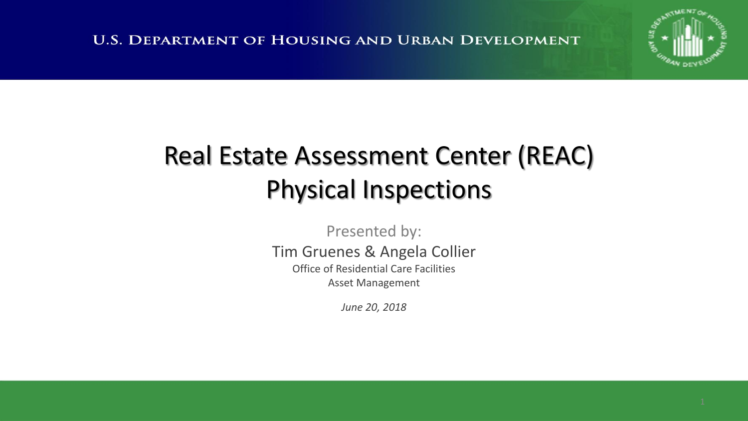U.S. Department of Housing and Urban Development

# Real Estate Assessment Center (REAC) Physical Inspections

Presented by:

Tim Gruenes & Angela Collier

Office of Residential Care Facilities

Asset Management

*June 20, 2018*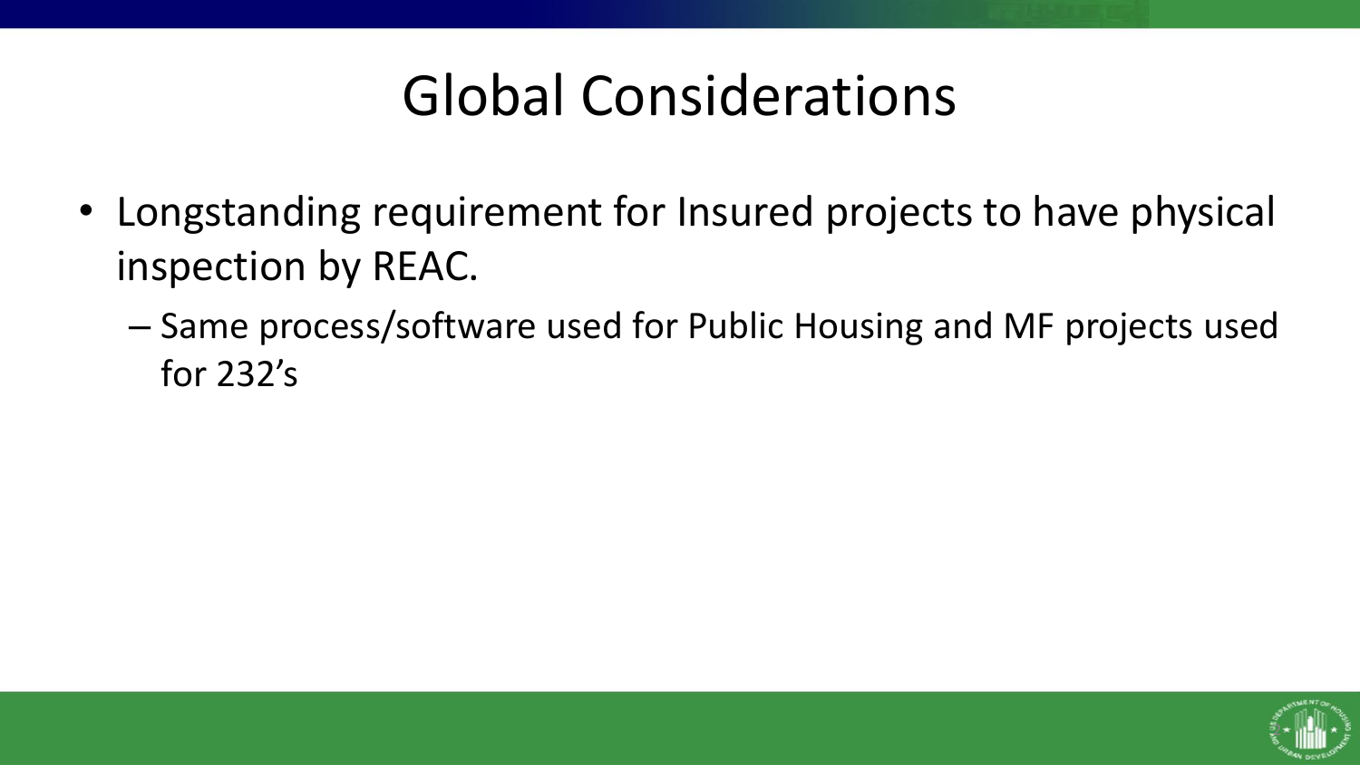# Global Considerations

- Longstanding requirement for Insured projects to have physical inspection by REAC.
  - Same process/software used for Public Housing and MF projects used for 232's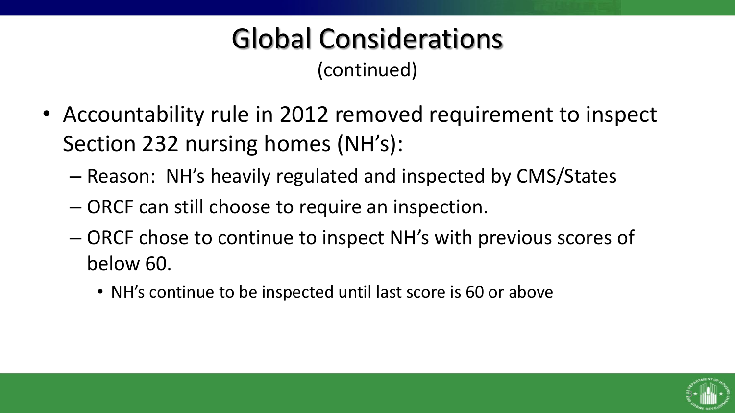# Global Considerations

(continued)

- Accountability rule in 2012 removed requirement to inspect Section 232 nursing homes (NH's):
  - Reason: NH's heavily regulated and inspected by CMS/States
  - ORCF can still choose to require an inspection.
  - ORCF chose to continue to inspect NH's with previous scores of below 60.
    - NH's continue to be inspected until last score is 60 or above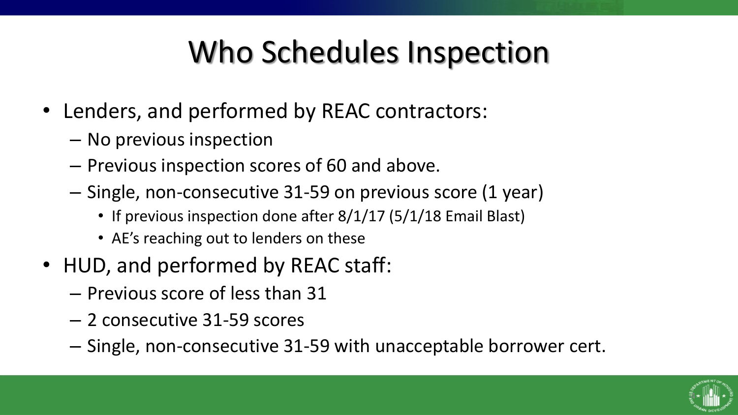# Who Schedules Inspection

- Lenders, and performed by REAC contractors:
  - No previous inspection
  - Previous inspection scores of 60 and above.
  - Single, non-consecutive 31-59 on previous score (1 year)
    - If previous inspection done after 8/1/17 (5/1/18 Email Blast)
    - AE's reaching out to lenders on these
- HUD, and performed by REAC staff:
  - Previous score of less than 31
  - 2 consecutive 31-59 scores
  - Single, non-consecutive 31-59 with unacceptable borrower cert.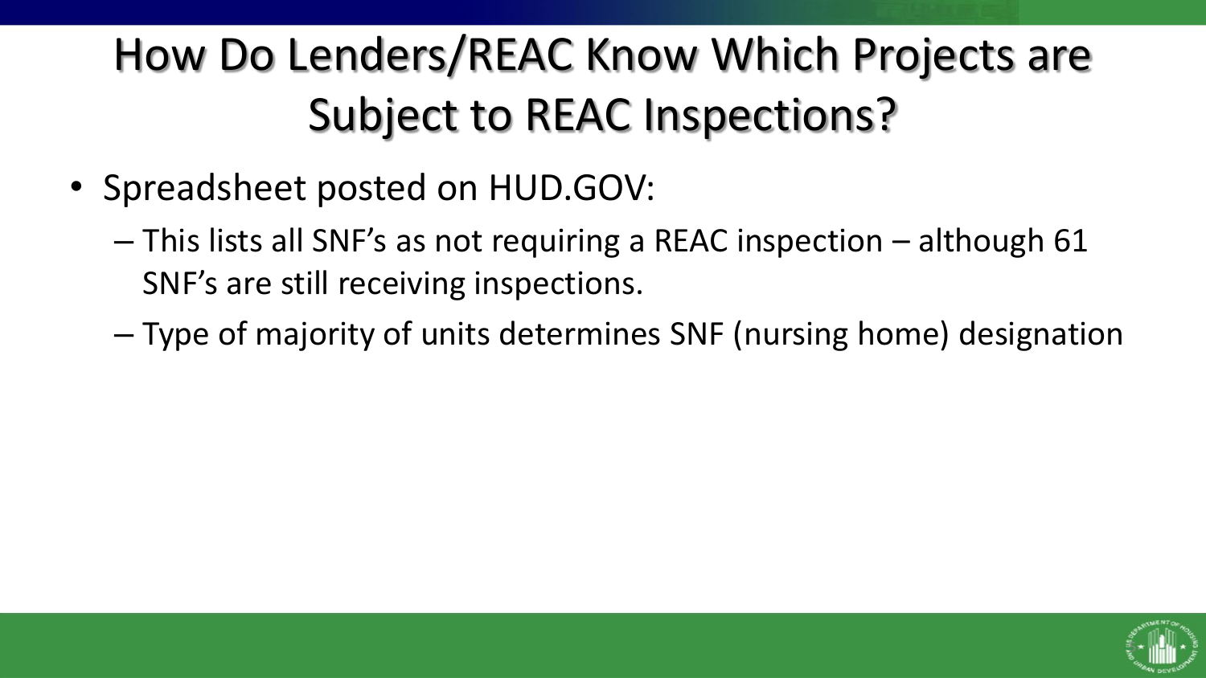# How Do Lenders/REAC Know Which Projects are Subject to REAC Inspections?

- Spreadsheet posted on HUD.GOV:
  - This lists all SNF's as not requiring a REAC inspection – although 61 SNF's are still receiving inspections.
  - Type of majority of units determines SNF (nursing home) designation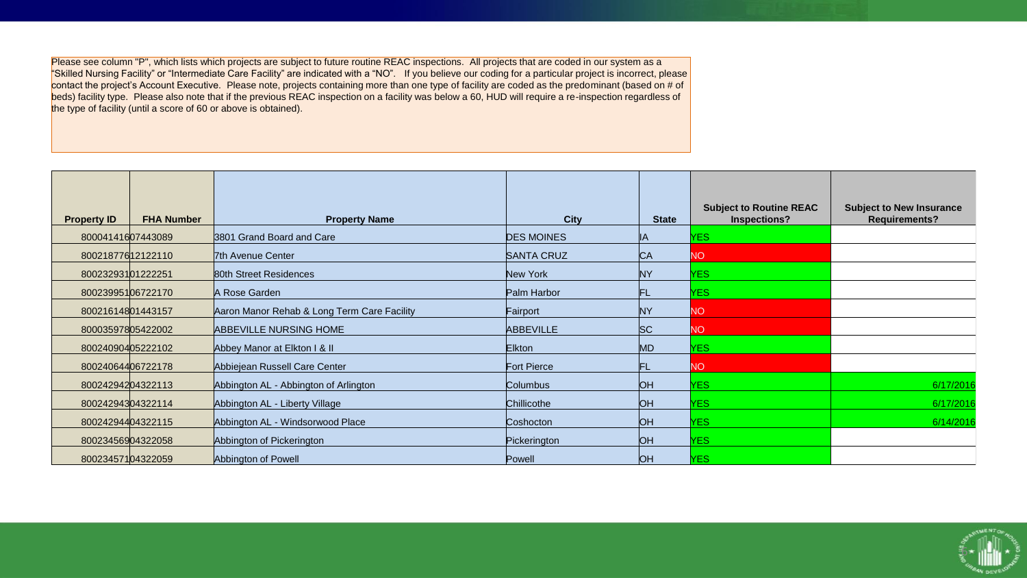Please see column "P", which lists which projects are subject to future routine REAC inspections. All projects that are coded in our system as a "Skilled Nursing Facility" or "Intermediate Care Facility" are indicated with a "NO". If you believe our coding for a particular project is incorrect, please contact the project's Account Executive. Please note, projects containing more than one type of facility are coded as the predominant (based on # of beds) facility type. Please also note that if the previous REAC inspection on a facility was below a 60, HUD will require a re-inspection regardless of the type of facility (until a score of 60 or above is obtained).

| Property ID | FHA Number | Property Name | City | State | Subject to Routine REAC Inspections? | Subject to New Insurance Requirements? |
|---|---|---|---|---|---|---|
| 800041416 | 07443089 | 3801 Grand Board and Care | DES MOINES | IA | YES | |
| 800218776 | 12122110 | 7th Avenue Center | SANTA CRUZ | CA | NO | |
| 800232931 | 01222251 | 80th Street Residences | New York | NY | YES | |
| 800239951 | 06722170 | A Rose Garden | Palm Harbor | FL | YES | |
| 800216148 | 01443157 | Aaron Manor Rehab & Long Term Care Facility | Fairport | NY | NO | |
| 800035978 | 05422002 | ABBEVILLE NURSING HOME | ABBEVILLE | SC | NO | |
| 800240904 | 05222102 | Abbey Manor at Elkton I & II | Elkton | MD | YES | |
| 800240644 | 06722178 | Abbiejean Russell Care Center | Fort Pierce | FL | NO | |
| 800242942 | 04322113 | Abbington AL - Abbington of Arlington | Columbus | OH | YES | 6/17/2016 |
| 800242943 | 04322114 | Abbington AL - Liberty Village | Chillicothe | OH | YES | 6/17/2016 |
| 800242944 | 04322115 | Abbington AL - Windsorwood Place | Coshocton | OH | YES | 6/14/2016 |
| 800234569 | 04322058 | Abbington of Pickerington | Pickerington | OH | YES | |
| 800234571 | 04322059 | Abbington of Powell | Powell | OH | YES | |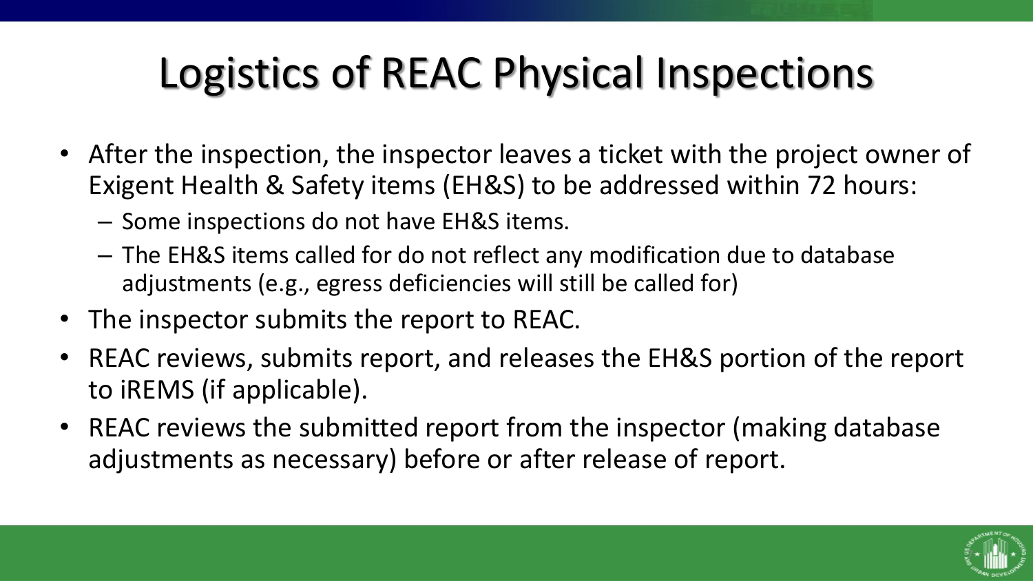# Logistics of REAC Physical Inspections

- After the inspection, the inspector leaves a ticket with the project owner of Exigent Health & Safety items (EH&S) to be addressed within 72 hours:
  - Some inspections do not have EH&S items.
  - The EH&S items called for do not reflect any modification due to database adjustments (e.g., egress deficiencies will still be called for)
- The inspector submits the report to REAC.
- REAC reviews, submits report, and releases the EH&S portion of the report to iREMS (if applicable).
- REAC reviews the submitted report from the inspector (making database adjustments as necessary) before or after release of report.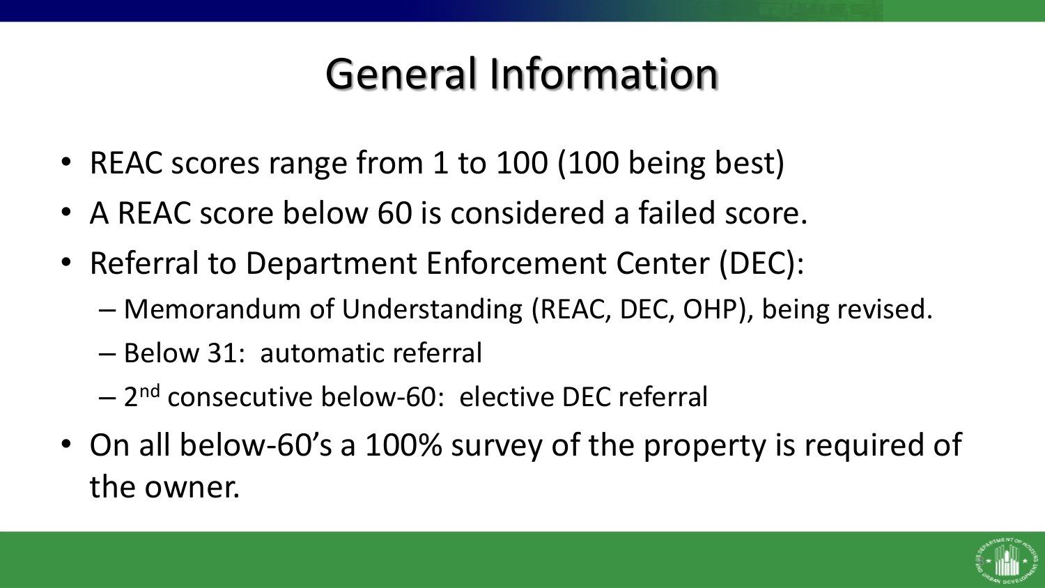# General Information

- REAC scores range from 1 to 100 (100 being best)
- A REAC score below 60 is considered a failed score.
- Referral to Department Enforcement Center (DEC):
  - Memorandum of Understanding (REAC, DEC, OHP), being revised.
  - Below 31: automatic referral
  - 2nd consecutive below-60: elective DEC referral
- On all below-60's a 100% survey of the property is required of the owner.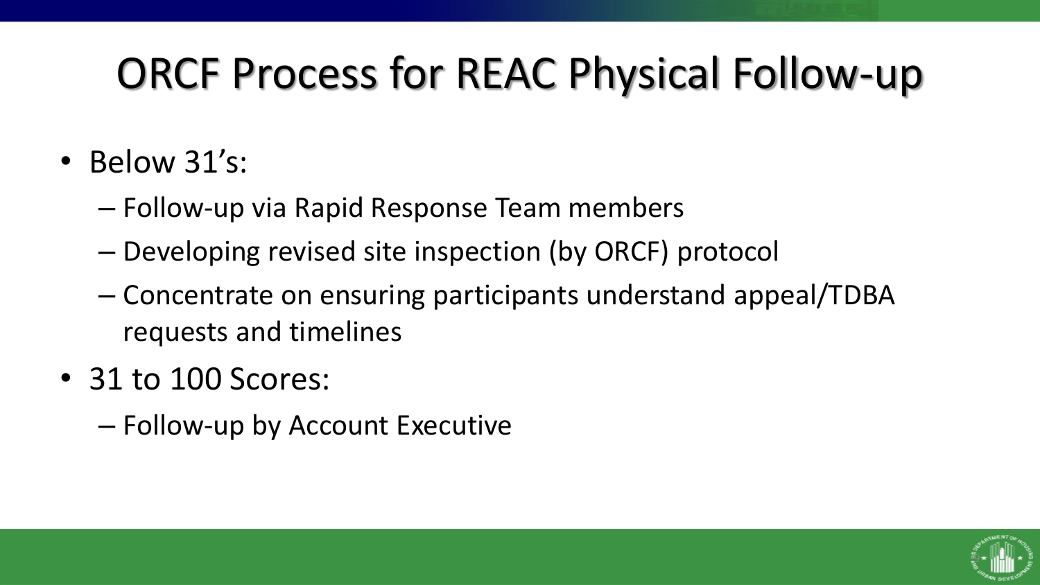# ORCF Process for REAC Physical Follow-up

- Below 31's:
  - Follow-up via Rapid Response Team members
  - Developing revised site inspection (by ORCF) protocol
  - Concentrate on ensuring participants understand appeal/TDBA requests and timelines
- 31 to 100 Scores:
  - Follow-up by Account Executive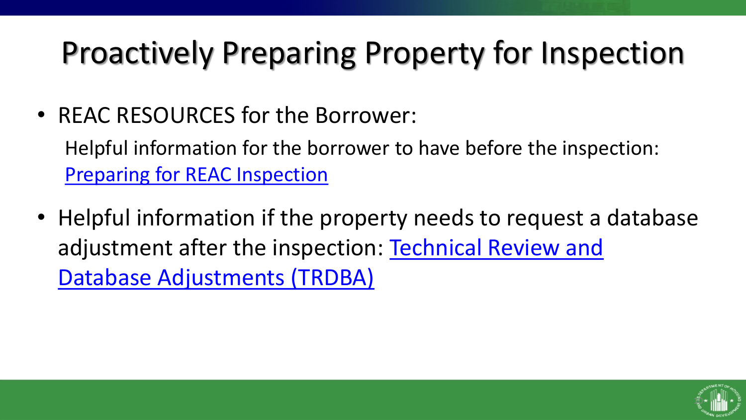# Proactively Preparing Property for Inspection

- REAC RESOURCES for the Borrower:

  Helpful information for the borrower to have before the inspection: Preparing for REAC Inspection

- Helpful information if the property needs to request a database adjustment after the inspection: Technical Review and Database Adjustments (TRDBA)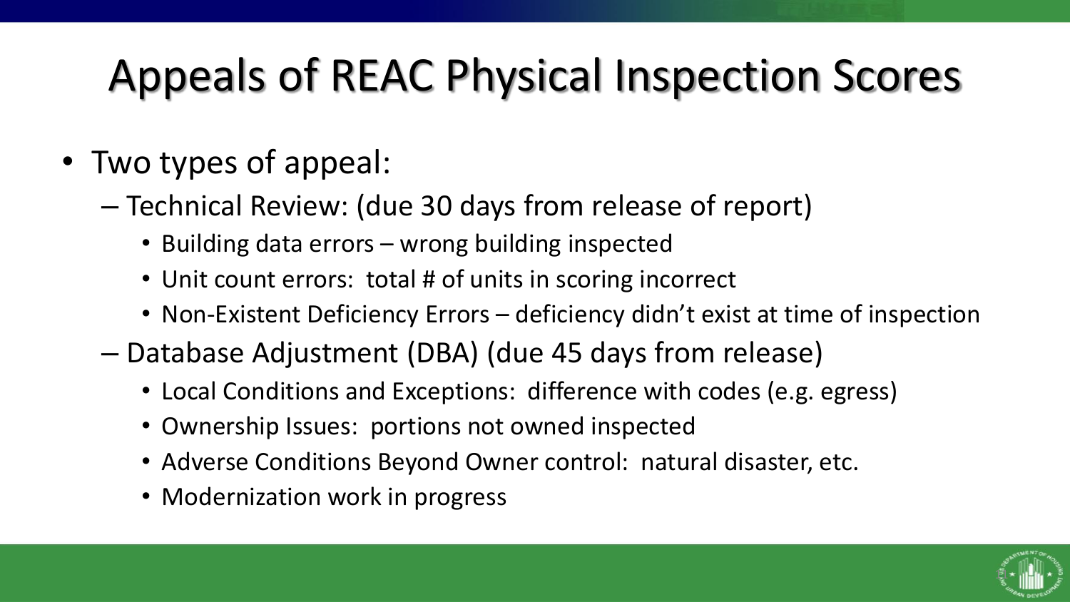# Appeals of REAC Physical Inspection Scores

- Two types of appeal:
  - Technical Review: (due 30 days from release of report)
    - Building data errors – wrong building inspected
    - Unit count errors: total # of units in scoring incorrect
    - Non-Existent Deficiency Errors – deficiency didn't exist at time of inspection
  - Database Adjustment (DBA) (due 45 days from release)
    - Local Conditions and Exceptions: difference with codes (e.g. egress)
    - Ownership Issues: portions not owned inspected
    - Adverse Conditions Beyond Owner control: natural disaster, etc.
    - Modernization work in progress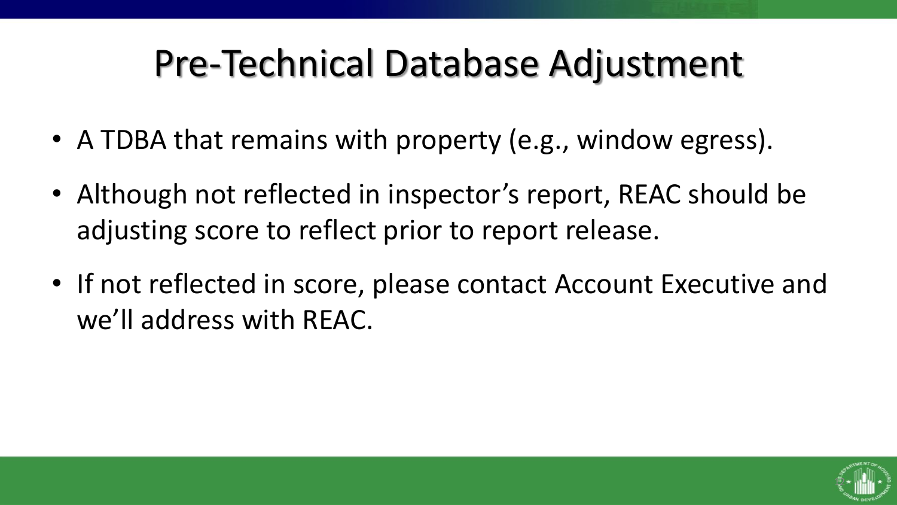# Pre-Technical Database Adjustment

- A TDBA that remains with property (e.g., window egress).
- Although not reflected in inspector's report, REAC should be adjusting score to reflect prior to report release.
- If not reflected in score, please contact Account Executive and we'll address with REAC.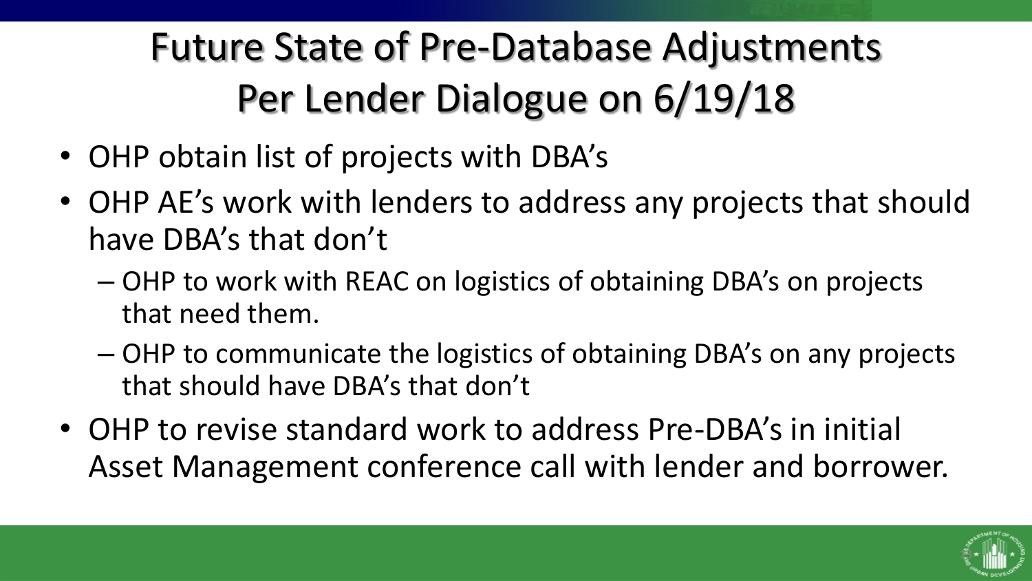# Future State of Pre-Database Adjustments Per Lender Dialogue on 6/19/18

- OHP obtain list of projects with DBA's
- OHP AE's work with lenders to address any projects that should have DBA's that don't
  - OHP to work with REAC on logistics of obtaining DBA's on projects that need them.
  - OHP to communicate the logistics of obtaining DBA's on any projects that should have DBA's that don't
- OHP to revise standard work to address Pre-DBA's in initial Asset Management conference call with lender and borrower.